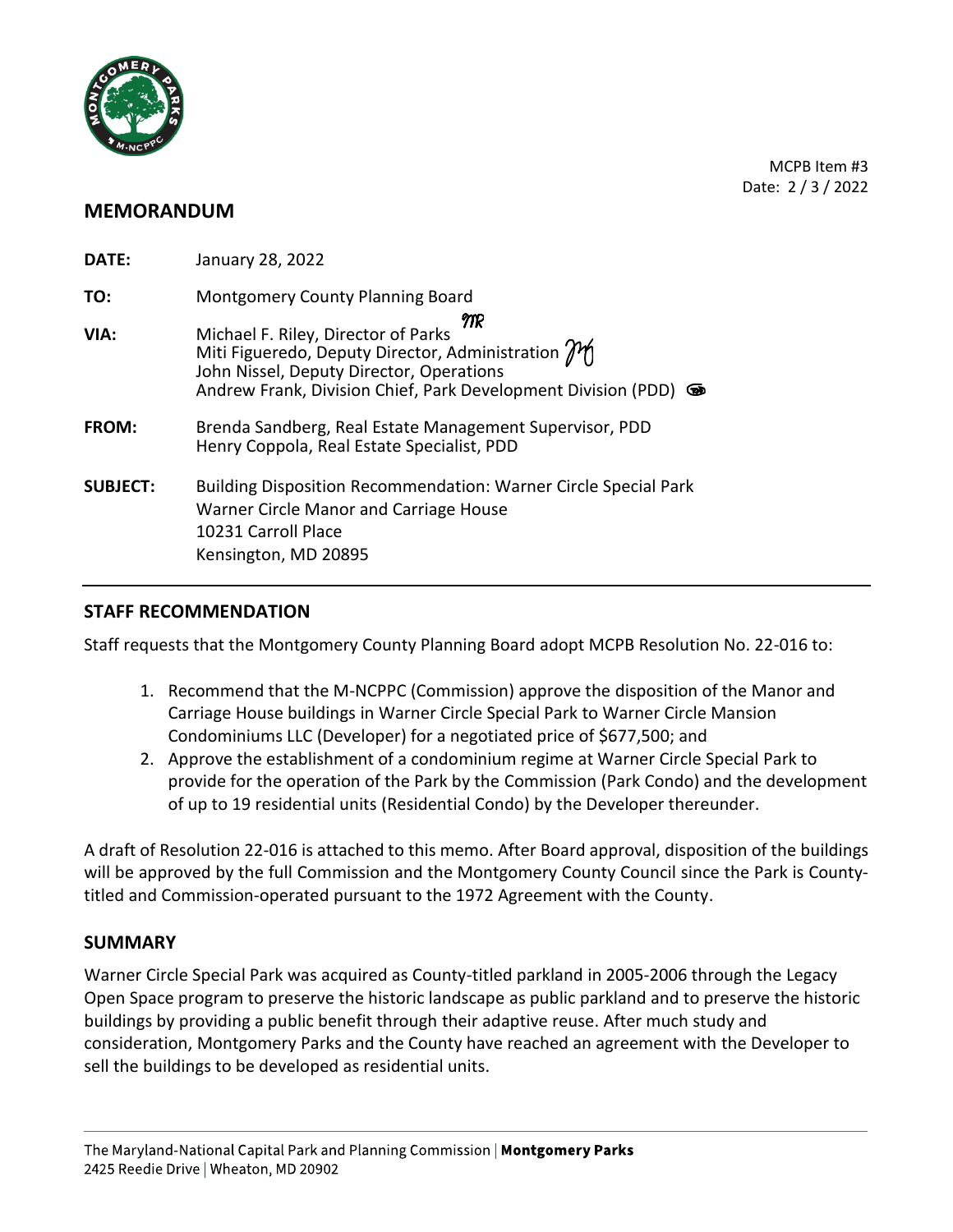MCPB Item #3
Date: 2 / 3 / 2022

## MEMORANDUM

**DATE:** January 28, 2022

**TO:** Montgomery County Planning Board

**VIA:** Michael F. Riley, Director of Parks
Miti Figueredo, Deputy Director, Administration
John Nissel, Deputy Director, Operations
Andrew Frank, Division Chief, Park Development Division (PDD)

**FROM:** Brenda Sandberg, Real Estate Management Supervisor, PDD
Henry Coppola, Real Estate Specialist, PDD

**SUBJECT:** Building Disposition Recommendation: Warner Circle Special Park
Warner Circle Manor and Carriage House
10231 Carroll Place
Kensington, MD 20895

## STAFF RECOMMENDATION

Staff requests that the Montgomery County Planning Board adopt MCPB Resolution No. 22-016 to:

1. Recommend that the M-NCPPC (Commission) approve the disposition of the Manor and Carriage House buildings in Warner Circle Special Park to Warner Circle Mansion Condominiums LLC (Developer) for a negotiated price of $677,500; and
2. Approve the establishment of a condominium regime at Warner Circle Special Park to provide for the operation of the Park by the Commission (Park Condo) and the development of up to 19 residential units (Residential Condo) by the Developer thereunder.

A draft of Resolution 22-016 is attached to this memo. After Board approval, disposition of the buildings will be approved by the full Commission and the Montgomery County Council since the Park is County-titled and Commission-operated pursuant to the 1972 Agreement with the County.

## SUMMARY

Warner Circle Special Park was acquired as County-titled parkland in 2005-2006 through the Legacy Open Space program to preserve the historic landscape as public parkland and to preserve the historic buildings by providing a public benefit through their adaptive reuse. After much study and consideration, Montgomery Parks and the County have reached an agreement with the Developer to sell the buildings to be developed as residential units.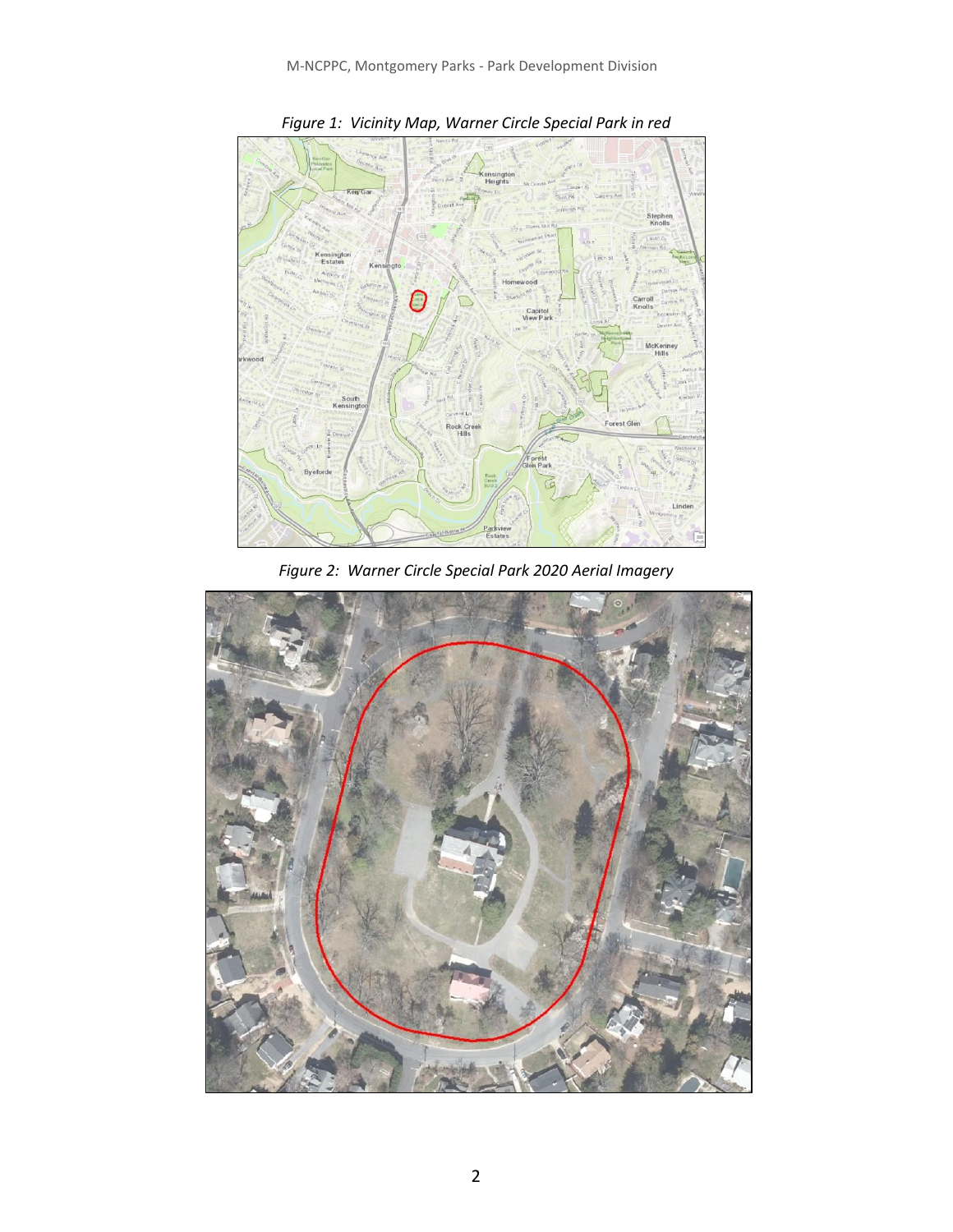*Figure 1: Vicinity Map, Warner Circle Special Park in red*

*Figure 2: Warner Circle Special Park 2020 Aerial Imagery*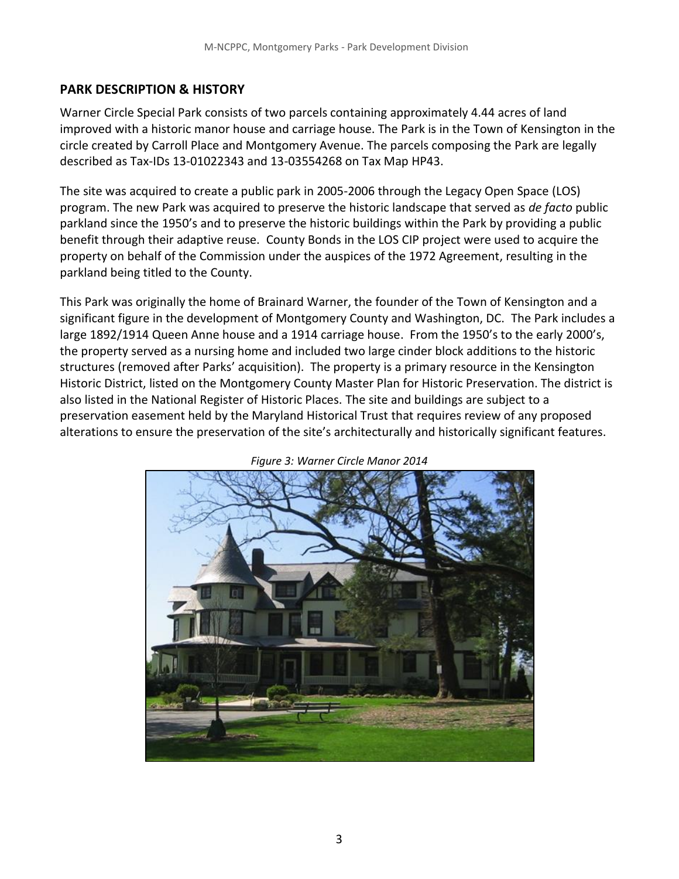## PARK DESCRIPTION & HISTORY

Warner Circle Special Park consists of two parcels containing approximately 4.44 acres of land improved with a historic manor house and carriage house. The Park is in the Town of Kensington in the circle created by Carroll Place and Montgomery Avenue. The parcels composing the Park are legally described as Tax-IDs 13-01022343 and 13-03554268 on Tax Map HP43.

The site was acquired to create a public park in 2005-2006 through the Legacy Open Space (LOS) program. The new Park was acquired to preserve the historic landscape that served as *de facto* public parkland since the 1950's and to preserve the historic buildings within the Park by providing a public benefit through their adaptive reuse. County Bonds in the LOS CIP project were used to acquire the property on behalf of the Commission under the auspices of the 1972 Agreement, resulting in the parkland being titled to the County.

This Park was originally the home of Brainard Warner, the founder of the Town of Kensington and a significant figure in the development of Montgomery County and Washington, DC. The Park includes a large 1892/1914 Queen Anne house and a 1914 carriage house. From the 1950's to the early 2000's, the property served as a nursing home and included two large cinder block additions to the historic structures (removed after Parks' acquisition). The property is a primary resource in the Kensington Historic District, listed on the Montgomery County Master Plan for Historic Preservation. The district is also listed in the National Register of Historic Places. The site and buildings are subject to a preservation easement held by the Maryland Historical Trust that requires review of any proposed alterations to ensure the preservation of the site's architecturally and historically significant features.

*Figure 3: Warner Circle Manor 2014*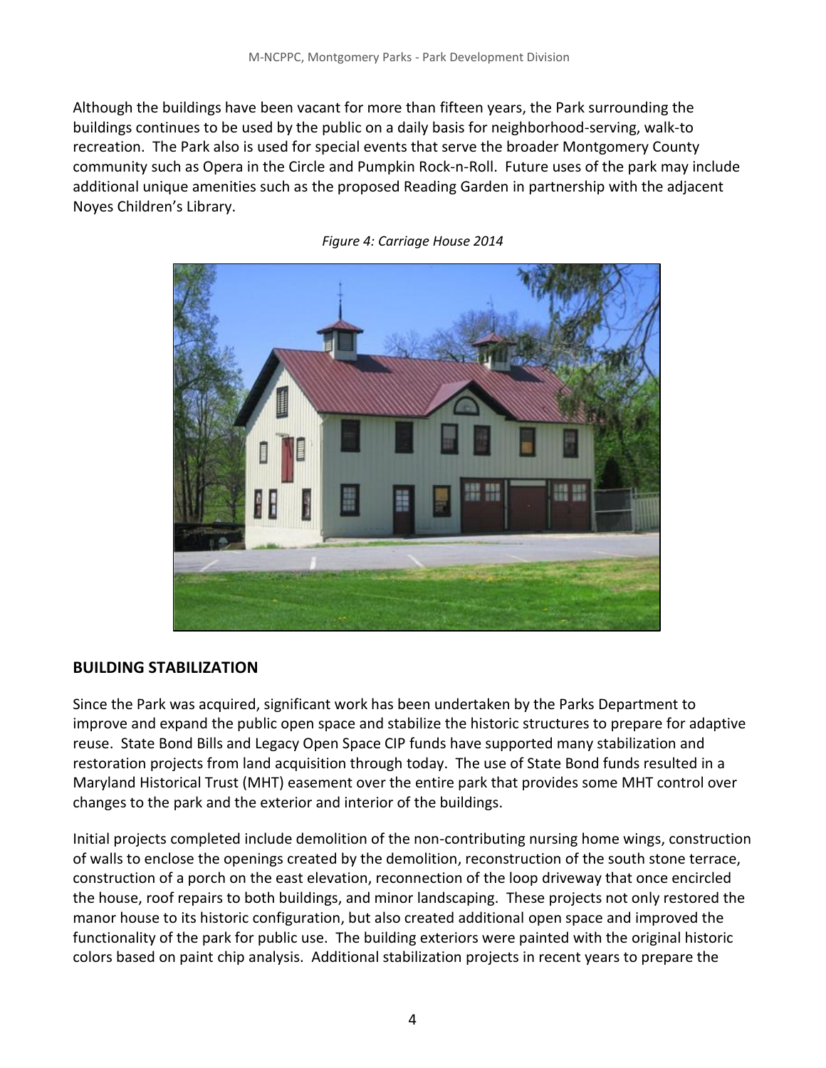Although the buildings have been vacant for more than fifteen years, the Park surrounding the buildings continues to be used by the public on a daily basis for neighborhood-serving, walk-to recreation. The Park also is used for special events that serve the broader Montgomery County community such as Opera in the Circle and Pumpkin Rock-n-Roll. Future uses of the park may include additional unique amenities such as the proposed Reading Garden in partnership with the adjacent Noyes Children's Library.

*Figure 4: Carriage House 2014*

## BUILDING STABILIZATION

Since the Park was acquired, significant work has been undertaken by the Parks Department to improve and expand the public open space and stabilize the historic structures to prepare for adaptive reuse. State Bond Bills and Legacy Open Space CIP funds have supported many stabilization and restoration projects from land acquisition through today. The use of State Bond funds resulted in a Maryland Historical Trust (MHT) easement over the entire park that provides some MHT control over changes to the park and the exterior and interior of the buildings.

Initial projects completed include demolition of the non-contributing nursing home wings, construction of walls to enclose the openings created by the demolition, reconstruction of the south stone terrace, construction of a porch on the east elevation, reconnection of the loop driveway that once encircled the house, roof repairs to both buildings, and minor landscaping. These projects not only restored the manor house to its historic configuration, but also created additional open space and improved the functionality of the park for public use. The building exteriors were painted with the original historic colors based on paint chip analysis. Additional stabilization projects in recent years to prepare the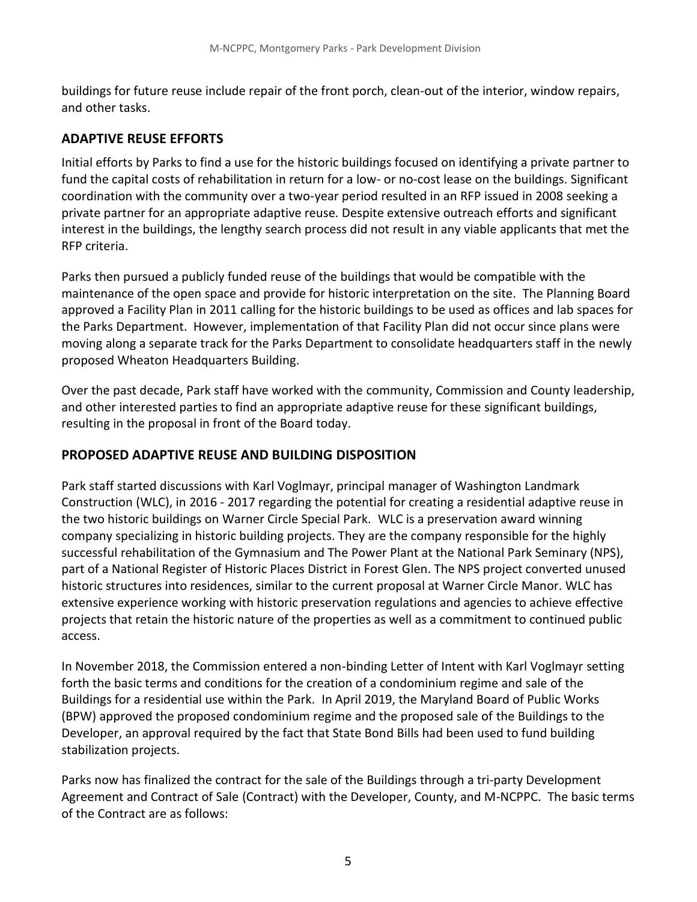buildings for future reuse include repair of the front porch, clean-out of the interior, window repairs, and other tasks.

## ADAPTIVE REUSE EFFORTS

Initial efforts by Parks to find a use for the historic buildings focused on identifying a private partner to fund the capital costs of rehabilitation in return for a low- or no-cost lease on the buildings. Significant coordination with the community over a two-year period resulted in an RFP issued in 2008 seeking a private partner for an appropriate adaptive reuse. Despite extensive outreach efforts and significant interest in the buildings, the lengthy search process did not result in any viable applicants that met the RFP criteria.

Parks then pursued a publicly funded reuse of the buildings that would be compatible with the maintenance of the open space and provide for historic interpretation on the site. The Planning Board approved a Facility Plan in 2011 calling for the historic buildings to be used as offices and lab spaces for the Parks Department. However, implementation of that Facility Plan did not occur since plans were moving along a separate track for the Parks Department to consolidate headquarters staff in the newly proposed Wheaton Headquarters Building.

Over the past decade, Park staff have worked with the community, Commission and County leadership, and other interested parties to find an appropriate adaptive reuse for these significant buildings, resulting in the proposal in front of the Board today.

## PROPOSED ADAPTIVE REUSE AND BUILDING DISPOSITION

Park staff started discussions with Karl Voglmayr, principal manager of Washington Landmark Construction (WLC), in 2016 - 2017 regarding the potential for creating a residential adaptive reuse in the two historic buildings on Warner Circle Special Park. WLC is a preservation award winning company specializing in historic building projects. They are the company responsible for the highly successful rehabilitation of the Gymnasium and The Power Plant at the National Park Seminary (NPS), part of a National Register of Historic Places District in Forest Glen. The NPS project converted unused historic structures into residences, similar to the current proposal at Warner Circle Manor. WLC has extensive experience working with historic preservation regulations and agencies to achieve effective projects that retain the historic nature of the properties as well as a commitment to continued public access.

In November 2018, the Commission entered a non-binding Letter of Intent with Karl Voglmayr setting forth the basic terms and conditions for the creation of a condominium regime and sale of the Buildings for a residential use within the Park. In April 2019, the Maryland Board of Public Works (BPW) approved the proposed condominium regime and the proposed sale of the Buildings to the Developer, an approval required by the fact that State Bond Bills had been used to fund building stabilization projects.

Parks now has finalized the contract for the sale of the Buildings through a tri-party Development Agreement and Contract of Sale (Contract) with the Developer, County, and M-NCPPC. The basic terms of the Contract are as follows: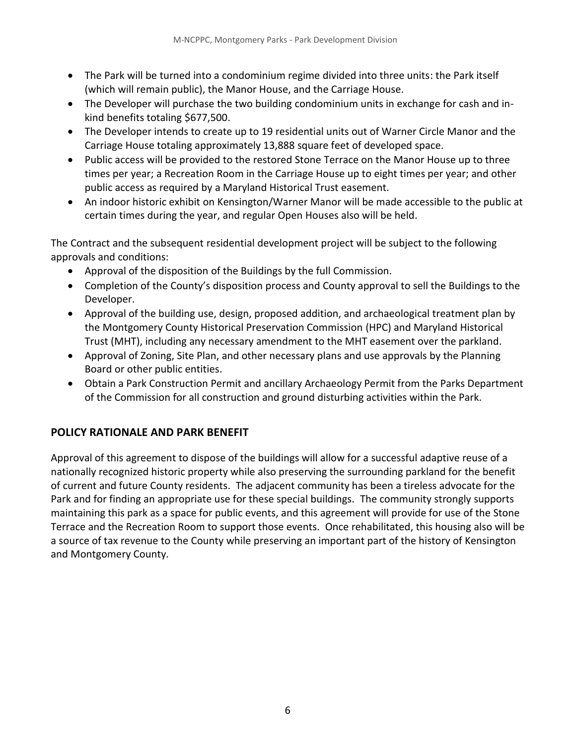- The Park will be turned into a condominium regime divided into three units: the Park itself (which will remain public), the Manor House, and the Carriage House.
- The Developer will purchase the two building condominium units in exchange for cash and in-kind benefits totaling $677,500.
- The Developer intends to create up to 19 residential units out of Warner Circle Manor and the Carriage House totaling approximately 13,888 square feet of developed space.
- Public access will be provided to the restored Stone Terrace on the Manor House up to three times per year; a Recreation Room in the Carriage House up to eight times per year; and other public access as required by a Maryland Historical Trust easement.
- An indoor historic exhibit on Kensington/Warner Manor will be made accessible to the public at certain times during the year, and regular Open Houses also will be held.

The Contract and the subsequent residential development project will be subject to the following approvals and conditions:

- Approval of the disposition of the Buildings by the full Commission.
- Completion of the County's disposition process and County approval to sell the Buildings to the Developer.
- Approval of the building use, design, proposed addition, and archaeological treatment plan by the Montgomery County Historical Preservation Commission (HPC) and Maryland Historical Trust (MHT), including any necessary amendment to the MHT easement over the parkland.
- Approval of Zoning, Site Plan, and other necessary plans and use approvals by the Planning Board or other public entities.
- Obtain a Park Construction Permit and ancillary Archaeology Permit from the Parks Department of the Commission for all construction and ground disturbing activities within the Park.

## POLICY RATIONALE AND PARK BENEFIT

Approval of this agreement to dispose of the buildings will allow for a successful adaptive reuse of a nationally recognized historic property while also preserving the surrounding parkland for the benefit of current and future County residents. The adjacent community has been a tireless advocate for the Park and for finding an appropriate use for these special buildings. The community strongly supports maintaining this park as a space for public events, and this agreement will provide for use of the Stone Terrace and the Recreation Room to support those events. Once rehabilitated, this housing also will be a source of tax revenue to the County while preserving an important part of the history of Kensington and Montgomery County.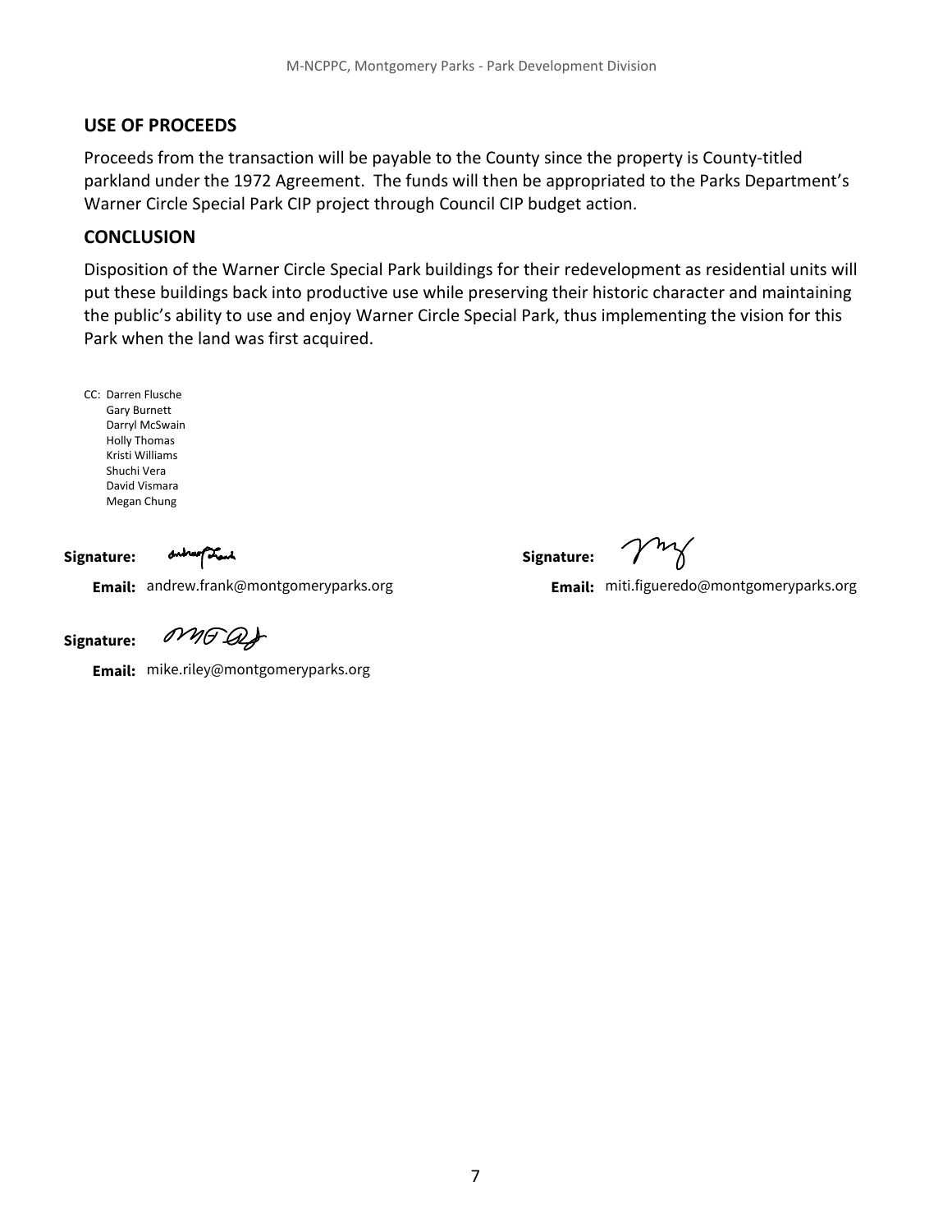## USE OF PROCEEDS

Proceeds from the transaction will be payable to the County since the property is County-titled parkland under the 1972 Agreement. The funds will then be appropriated to the Parks Department's Warner Circle Special Park CIP project through Council CIP budget action.

## CONCLUSION

Disposition of the Warner Circle Special Park buildings for their redevelopment as residential units will put these buildings back into productive use while preserving their historic character and maintaining the public's ability to use and enjoy Warner Circle Special Park, thus implementing the vision for this Park when the land was first acquired.

CC: Darren Flusche
Gary Burnett
Darryl McSwain
Holly Thomas
Kristi Williams
Shuchi Vera
David Vismara
Megan Chung

**Signature:**

**Email:** andrew.frank@montgomeryparks.org

**Signature:**

**Email:** miti.figueredo@montgomeryparks.org

**Signature:**

**Email:** mike.riley@montgomeryparks.org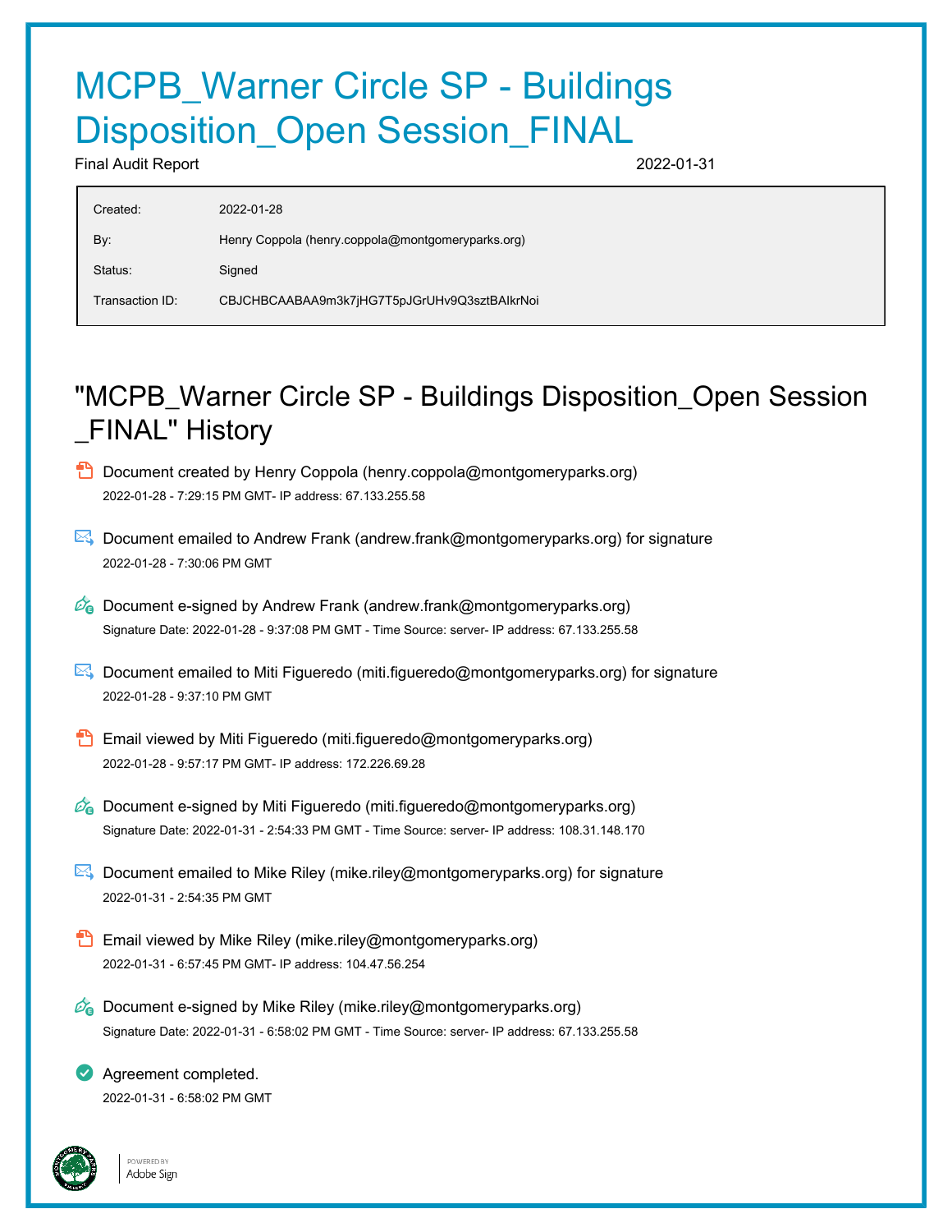# MCPB_Warner Circle SP - Buildings Disposition_Open Session_FINAL

Final Audit Report 2022-01-31

| | |
|---|---|
| Created: | 2022-01-28 |
| By: | Henry Coppola (henry.coppola@montgomeryparks.org) |
| Status: | Signed |
| Transaction ID: | CBJCHBCAABAA9m3k7jHG7T5pJGrUHv9Q3sztBAIkrNoi |

## "MCPB_Warner Circle SP - Buildings Disposition_Open Session_FINAL" History

- Document created by Henry Coppola (henry.coppola@montgomeryparks.org)
  2022-01-28 - 7:29:15 PM GMT- IP address: 67.133.255.58

- Document emailed to Andrew Frank (andrew.frank@montgomeryparks.org) for signature
  2022-01-28 - 7:30:06 PM GMT

- Document e-signed by Andrew Frank (andrew.frank@montgomeryparks.org)
  Signature Date: 2022-01-28 - 9:37:08 PM GMT - Time Source: server- IP address: 67.133.255.58

- Document emailed to Miti Figueredo (miti.figueredo@montgomeryparks.org) for signature
  2022-01-28 - 9:37:10 PM GMT

- Email viewed by Miti Figueredo (miti.figueredo@montgomeryparks.org)
  2022-01-28 - 9:57:17 PM GMT- IP address: 172.226.69.28

- Document e-signed by Miti Figueredo (miti.figueredo@montgomeryparks.org)
  Signature Date: 2022-01-31 - 2:54:33 PM GMT - Time Source: server- IP address: 108.31.148.170

- Document emailed to Mike Riley (mike.riley@montgomeryparks.org) for signature
  2022-01-31 - 2:54:35 PM GMT

- Email viewed by Mike Riley (mike.riley@montgomeryparks.org)
  2022-01-31 - 6:57:45 PM GMT- IP address: 104.47.56.254

- Document e-signed by Mike Riley (mike.riley@montgomeryparks.org)
  Signature Date: 2022-01-31 - 6:58:02 PM GMT - Time Source: server- IP address: 67.133.255.58

- Agreement completed.
  2022-01-31 - 6:58:02 PM GMT

POWERED BY Adobe Sign